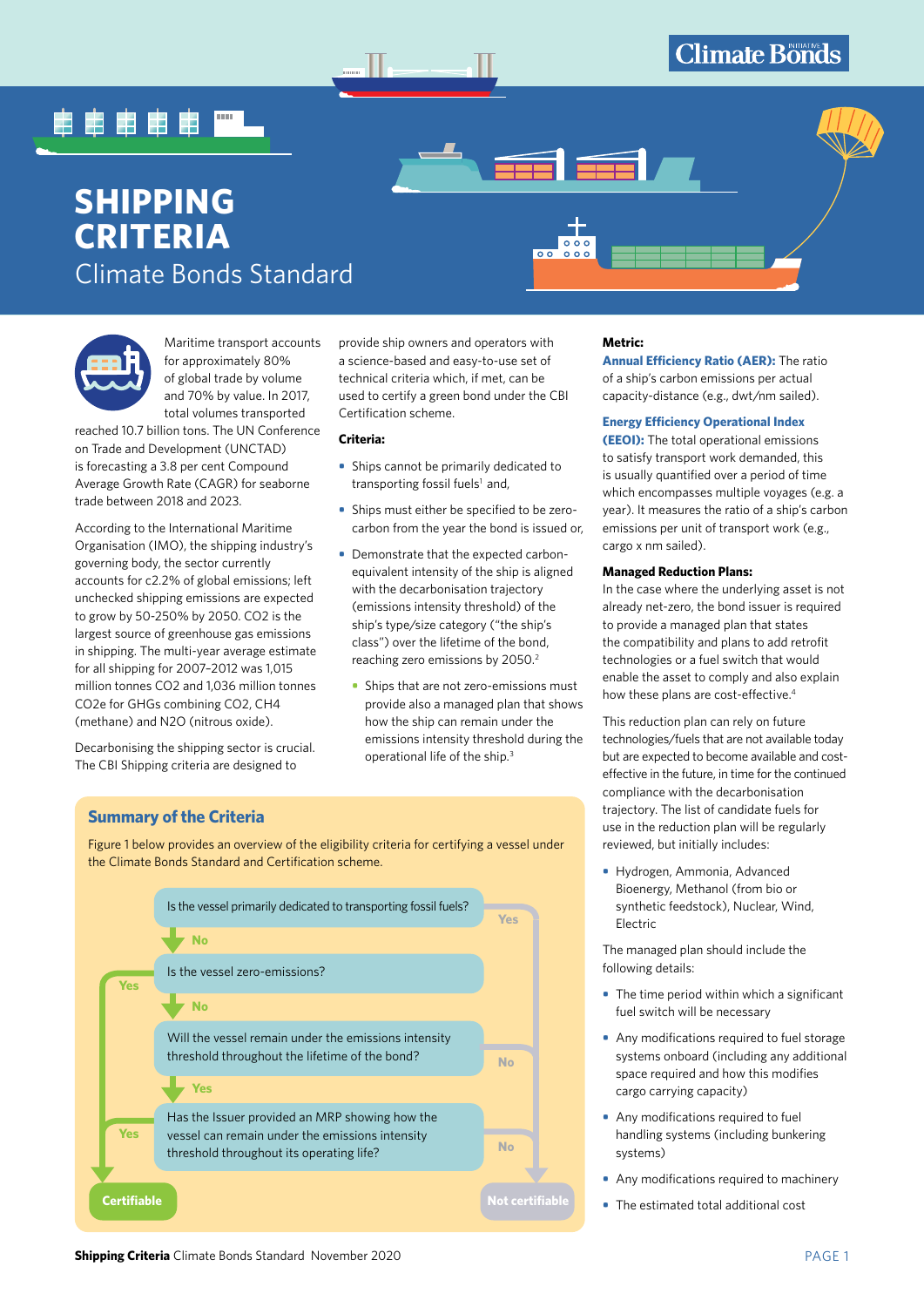# SHIPPING CRITERIA

## Climate Bonds Standard

Maritime transport accounts for approximately 80% of global trade by volume and 70% by value. In 2017, total volumes transported reached 10.7 billion tons. The UN Conference on Trade and Development (UNCTAD) is forecasting a 3.8 per cent Compound Average Growth Rate (CAGR) for seaborne trade between 2018 and 2023.

According to the International Maritime Organisation (IMO), the shipping industry's governing body, the sector currently accounts for c2.2% of global emissions; left unchecked shipping emissions are expected to grow by 50-250% by 2050. $CO_2$ is the largest source of greenhouse gas emissions in shipping. The multi-year average estimate for all shipping for 2007–2012 was 1,015 million tonnes $CO_2$ and 1,036 million tonnes $CO_2e$ for GHGs combining $CO_2$, $CH_4$ (methane) and $N_2O$ (nitrous oxide).

Decarbonising the shipping sector is crucial. The CBI Shipping criteria are designed to provide ship owners and operators with a science-based and easy-to-use set of technical criteria which, if met, can be used to certify a green bond under the CBI Certification scheme.

**Criteria:**

- Ships cannot be primarily dedicated to transporting fossil fuels[1] and,
- Ships must either be specified to be zero-carbon from the year the bond is issued or,
- Demonstrate that the expected carbon-equivalent intensity of the ship is aligned with the decarbonisation trajectory (emissions intensity threshold) of the ship's type/size category ("the ship's class") over the lifetime of the bond, reaching zero emissions by 2050.[2]
  - Ships that are not zero-emissions must provide also a managed plan that shows how the ship can remain under the emissions intensity threshold during the operational life of the ship.[3]

## Summary of the Criteria

Figure 1 below provides an overview of the eligibility criteria for certifying a vessel under the Climate Bonds Standard and Certification scheme.

- Is the vessel primarily dedicated to transporting fossil fuels?
  - Yes → Not certifiable
  - No → Is the vessel zero-emissions?
    - Yes → Certifiable
    - No → Will the vessel remain under the emissions intensity threshold throughout the lifetime of the bond?
      - No → Not certifiable
      - Yes → Has the Issuer provided an MRP showing how the vessel can remain under the emissions intensity threshold throughout its operating life?
        - Yes → Certifiable
        - No → Not certifiable

**Metric:**

**Annual Efficiency Ratio (AER):** The ratio of a ship's carbon emissions per actual capacity-distance (e.g., dwt/nm sailed).

**Energy Efficiency Operational Index (EEOI):** The total operational emissions to satisfy transport work demanded, this is usually quantified over a period of time which encompasses multiple voyages (e.g. a year). It measures the ratio of a ship's carbon emissions per unit of transport work (e.g., cargo x nm sailed).

**Managed Reduction Plans:**

In the case where the underlying asset is not already net-zero, the bond issuer is required to provide a managed plan that states the compatibility and plans to add retrofit technologies or a fuel switch that would enable the asset to comply and also explain how these plans are cost-effective.[4]

This reduction plan can rely on future technologies/fuels that are not available today but are expected to become available and cost-effective in the future, in time for the continued compliance with the decarbonisation trajectory. The list of candidate fuels for use in the reduction plan will be regularly reviewed, but initially includes:

- Hydrogen, Ammonia, Advanced Bioenergy, Methanol (from bio or synthetic feedstock), Nuclear, Wind, Electric

The managed plan should include the following details:

- The time period within which a significant fuel switch will be necessary
- Any modifications required to fuel storage systems onboard (including any additional space required and how this modifies cargo carrying capacity)
- Any modifications required to fuel handling systems (including bunkering systems)
- Any modifications required to machinery
- The estimated total additional cost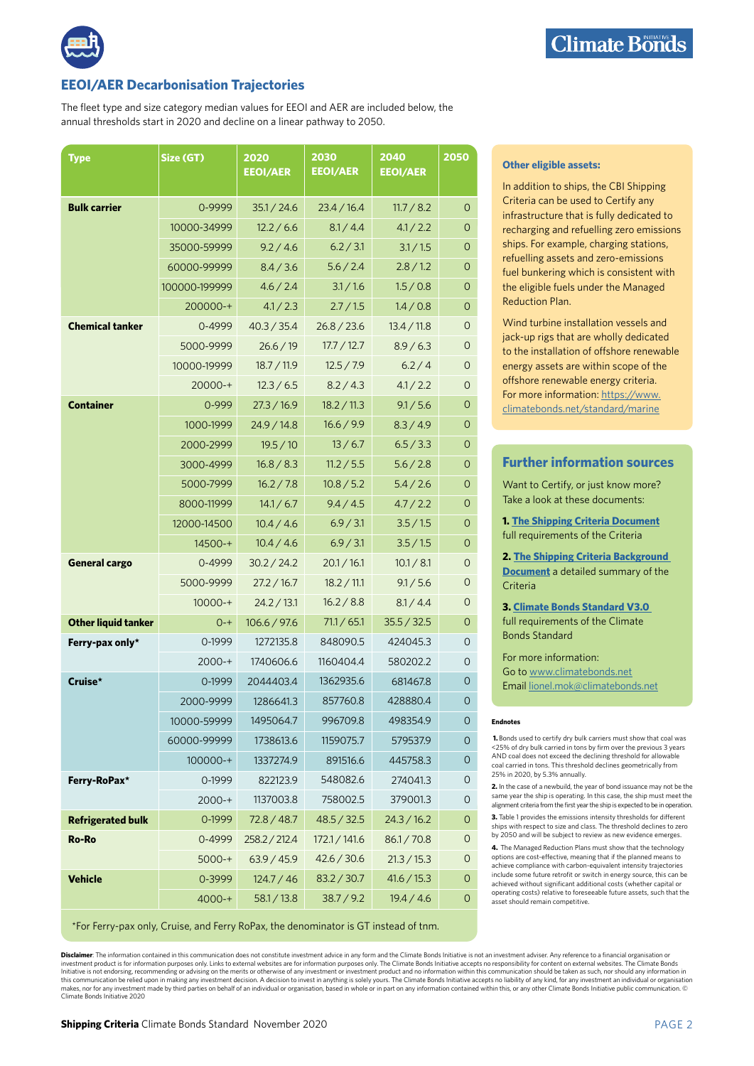## EEOI/AER Decarbonisation Trajectories

The fleet type and size category median values for EEOI and AER are included below, the annual thresholds start in 2020 and decline on a linear pathway to 2050.

| Type | Size (GT) | 2020 EEOI/AER | 2030 EEOI/AER | 2040 EEOI/AER | 2050 |
|---|---|---|---|---|---|
| **Bulk carrier** | 0-9999 | 35.1 / 24.6 | 23.4 / 16.4 | 11.7 / 8.2 | 0 |
| | 10000-34999 | 12.2 / 6.6 | 8.1 / 4.4 | 4.1 / 2.2 | 0 |
| | 35000-59999 | 9.2 / 4.6 | 6.2 / 3.1 | 3.1 / 1.5 | 0 |
| | 60000-99999 | 8.4 / 3.6 | 5.6 / 2.4 | 2.8 / 1.2 | 0 |
| | 100000-199999 | 4.6 / 2.4 | 3.1 / 1.6 | 1.5 / 0.8 | 0 |
| | 200000-+ | 4.1 / 2.3 | 2.7 / 1.5 | 1.4 / 0.8 | 0 |
| **Chemical tanker** | 0-4999 | 40.3 / 35.4 | 26.8 / 23.6 | 13.4 / 11.8 | 0 |
| | 5000-9999 | 26.6 / 19 | 17.7 / 12.7 | 8.9 / 6.3 | 0 |
| | 10000-19999 | 18.7 / 11.9 | 12.5 / 7.9 | 6.2 / 4 | 0 |
| | 20000-+ | 12.3 / 6.5 | 8.2 / 4.3 | 4.1 / 2.2 | 0 |
| **Container** | 0-999 | 27.3 / 16.9 | 18.2 / 11.3 | 9.1 / 5.6 | 0 |
| | 1000-1999 | 24.9 / 14.8 | 16.6 / 9.9 | 8.3 / 4.9 | 0 |
| | 2000-2999 | 19.5 / 10 | 13 / 6.7 | 6.5 / 3.3 | 0 |
| | 3000-4999 | 16.8 / 8.3 | 11.2 / 5.5 | 5.6 / 2.8 | 0 |
| | 5000-7999 | 16.2 / 7.8 | 10.8 / 5.2 | 5.4 / 2.6 | 0 |
| | 8000-11999 | 14.1 / 6.7 | 9.4 / 4.5 | 4.7 / 2.2 | 0 |
| | 12000-14500 | 10.4 / 4.6 | 6.9 / 3.1 | 3.5 / 1.5 | 0 |
| | 14500-+ | 10.4 / 4.6 | 6.9 / 3.1 | 3.5 / 1.5 | 0 |
| **General cargo** | 0-4999 | 30.2 / 24.2 | 20.1 / 16.1 | 10.1 / 8.1 | 0 |
| | 5000-9999 | 27.2 / 16.7 | 18.2 / 11.1 | 9.1 / 5.6 | 0 |
| | 10000-+ | 24.2 / 13.1 | 16.2 / 8.8 | 8.1 / 4.4 | 0 |
| **Other liquid tanker** | 0-+ | 106.6 / 97.6 | 71.1 / 65.1 | 35.5 / 32.5 | 0 |
| **Ferry-pax only*** | 0-1999 | 1272135.8 | 848090.5 | 424045.3 | 0 |
| | 2000-+ | 1740606.6 | 1160404.4 | 580202.2 | 0 |
| **Cruise*** | 0-1999 | 2044403.4 | 1362935.6 | 681467.8 | 0 |
| | 2000-9999 | 1286641.3 | 857760.8 | 428880.4 | 0 |
| | 10000-59999 | 1495064.7 | 996709.8 | 498354.9 | 0 |
| | 60000-99999 | 1738613.6 | 1159075.7 | 579537.9 | 0 |
| | 100000-+ | 1337274.9 | 891516.6 | 445758.3 | 0 |
| **Ferry-RoPax*** | 0-1999 | 822123.9 | 548082.6 | 274041.3 | 0 |
| | 2000-+ | 1137003.8 | 758002.5 | 379001.3 | 0 |
| **Refrigerated bulk** | 0-1999 | 72.8 / 48.7 | 48.5 / 32.5 | 24.3 / 16.2 | 0 |
| **Ro-Ro** | 0-4999 | 258.2 / 212.4 | 172.1 / 141.6 | 86.1 / 70.8 | 0 |
| | 5000-+ | 63.9 / 45.9 | 42.6 / 30.6 | 21.3 / 15.3 | 0 |
| **Vehicle** | 0-3999 | 124.7 / 46 | 83.2 / 30.7 | 41.6 / 15.3 | 0 |
| | 4000-+ | 58.1 / 13.8 | 38.7 / 9.2 | 19.4 / 4.6 | 0 |

*For Ferry-pax only, Cruise, and Ferry RoPax, the denominator is GT instead of tnm.

### Other eligible assets:

In addition to ships, the CBI Shipping Criteria can be used to Certify any infrastructure that is fully dedicated to recharging and refuelling zero emissions ships. For example, charging stations, refuelling assets and zero-emissions fuel bunkering which is consistent with the eligible fuels under the Managed Reduction Plan.

Wind turbine installation vessels and jack-up rigs that are wholly dedicated to the installation of offshore renewable energy assets are within scope of the offshore renewable energy criteria. For more information: https://www.climatebonds.net/standard/marine

## Further information sources

Want to Certify, or just know more? Take a look at these documents:

**1. The Shipping Criteria Document** full requirements of the Criteria

**2. The Shipping Criteria Background Document** a detailed summary of the Criteria

**3. Climate Bonds Standard V3.0** full requirements of the Climate Bonds Standard

For more information:
Go to www.climatebonds.net
Email lionel.mok@climatebonds.net

#### Endnotes

**1.** Bonds used to certify dry bulk carriers must show that coal was <25% of dry bulk carried in tons by firm over the previous 3 years AND coal does not exceed the declining threshold for allowable coal carried in tons. This threshold declines geometrically from 25% in 2020, by 5.3% annually.

**2.** In the case of a newbuild, the year of bond issuance may not be the same year the ship is operating. In this case, the ship must meet the alignment criteria from the first year the ship is expected to be in operation.

**3.** Table 1 provides the emissions intensity thresholds for different ships with respect to size and class. The threshold declines to zero by 2050 and will be subject to review as new evidence emerges.

**4.** The Managed Reduction Plans must show that the technology options are cost-effective, meaning that if the planned means to achieve compliance with carbon-equivalent intensity trajectories include some future retrofit or switch in energy source, this can be achieved without significant additional costs (whether capital or operating costs) relative to foreseeable future assets, such that the asset should remain competitive.

**Disclaimer**: The information contained in this communication does not constitute investment advice in any form and the Climate Bonds Initiative is not an investment adviser. Any reference to a financial organisation or investment product is for information purposes only. Links to external websites are for information purposes only. The Climate Bonds Initiative accepts no responsibility for content on external websites. The Climate Bonds Initiative is not endorsing, recommending or advising on the merits or otherwise of any investment or investment product and no information within this communication should be taken as such, nor should any information in this communication be relied upon in making any investment decision. A decision to invest in anything is solely yours. The Climate Bonds Initiative accepts no liability of any kind, for any investment an individual or organisation makes, nor for any investment made by third parties on behalf of an individual or organisation, based in whole or in part on any information contained within this, or any other Climate Bonds Initiative public communication. © Climate Bonds Initiative 2020